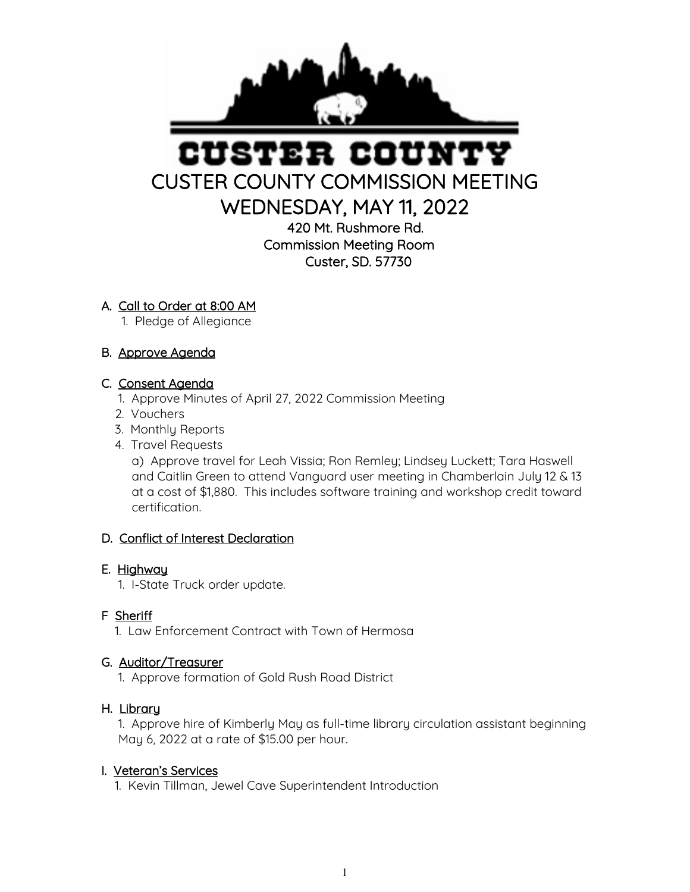# CUSTER COUNTY

# CUSTER COUNTY COMMISSION MEETING
## WEDNESDAY, MAY 11, 2022

420 Mt. Rushmore Rd.
Commission Meeting Room
Custer, SD. 57730

A. Call to Order at 8:00 AM
   1. Pledge of Allegiance

B. Approve Agenda

C. Consent Agenda
   1. Approve Minutes of April 27, 2022 Commission Meeting
   2. Vouchers
   3. Monthly Reports
   4. Travel Requests
      a) Approve travel for Leah Vissia; Ron Remley; Lindsey Luckett; Tara Haswell and Caitlin Green to attend Vanguard user meeting in Chamberlain July 12 & 13 at a cost of $1,880. This includes software training and workshop credit toward certification.

D. Conflict of Interest Declaration

E. Highway
   1. I-State Truck order update.

F Sheriff
   1. Law Enforcement Contract with Town of Hermosa

G. Auditor/Treasurer
   1. Approve formation of Gold Rush Road District

H. Library
   1. Approve hire of Kimberly May as full-time library circulation assistant beginning May 6, 2022 at a rate of $15.00 per hour.

I. Veteran's Services
   1. Kevin Tillman, Jewel Cave Superintendent Introduction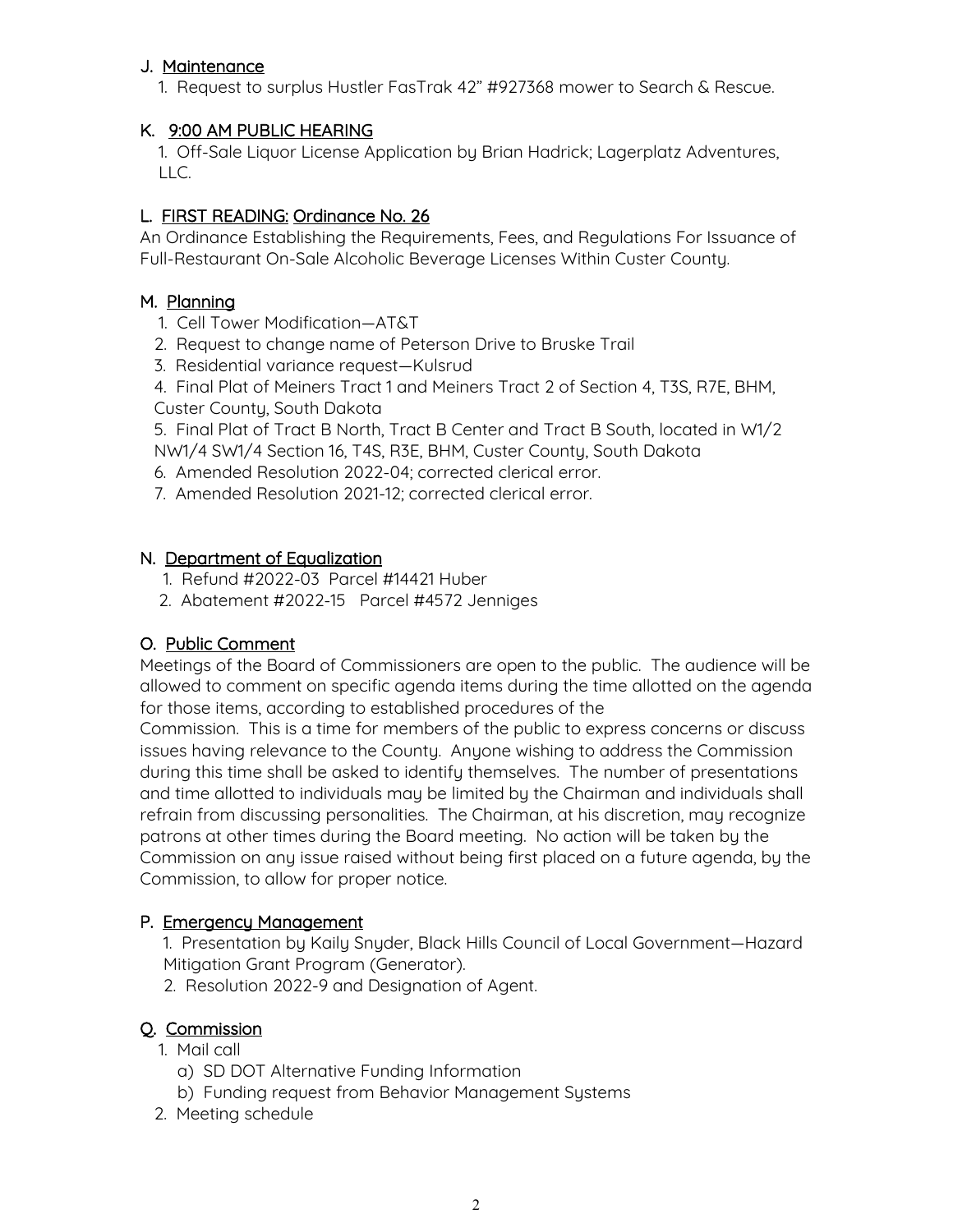## J. Maintenance

1. Request to surplus Hustler FasTrak 42" #927368 mower to Search & Rescue.

## K. 9:00 AM PUBLIC HEARING

1. Off-Sale Liquor License Application by Brian Hadrick; Lagerplatz Adventures, LLC.

## L. FIRST READING: Ordinance No. 26

An Ordinance Establishing the Requirements, Fees, and Regulations For Issuance of Full-Restaurant On-Sale Alcoholic Beverage Licenses Within Custer County.

## M. Planning

1. Cell Tower Modification—AT&T
2. Request to change name of Peterson Drive to Bruske Trail
3. Residential variance request—Kulsrud
4. Final Plat of Meiners Tract 1 and Meiners Tract 2 of Section 4, T3S, R7E, BHM, Custer County, South Dakota
5. Final Plat of Tract B North, Tract B Center and Tract B South, located in W1/2 NW1/4 SW1/4 Section 16, T4S, R3E, BHM, Custer County, South Dakota
6. Amended Resolution 2022-04; corrected clerical error.
7. Amended Resolution 2021-12; corrected clerical error.

## N. Department of Equalization

1. Refund #2022-03 Parcel #14421 Huber
2. Abatement #2022-15 Parcel #4572 Jenniges

## O. Public Comment

Meetings of the Board of Commissioners are open to the public. The audience will be allowed to comment on specific agenda items during the time allotted on the agenda for those items, according to established procedures of the Commission. This is a time for members of the public to express concerns or discuss issues having relevance to the County. Anyone wishing to address the Commission during this time shall be asked to identify themselves. The number of presentations and time allotted to individuals may be limited by the Chairman and individuals shall refrain from discussing personalities. The Chairman, at his discretion, may recognize patrons at other times during the Board meeting. No action will be taken by the Commission on any issue raised without being first placed on a future agenda, by the Commission, to allow for proper notice.

## P. Emergency Management

1. Presentation by Kaily Snyder, Black Hills Council of Local Government—Hazard Mitigation Grant Program (Generator).
2. Resolution 2022-9 and Designation of Agent.

## Q. Commission

1. Mail call
   a) SD DOT Alternative Funding Information
   b) Funding request from Behavior Management Systems
2. Meeting schedule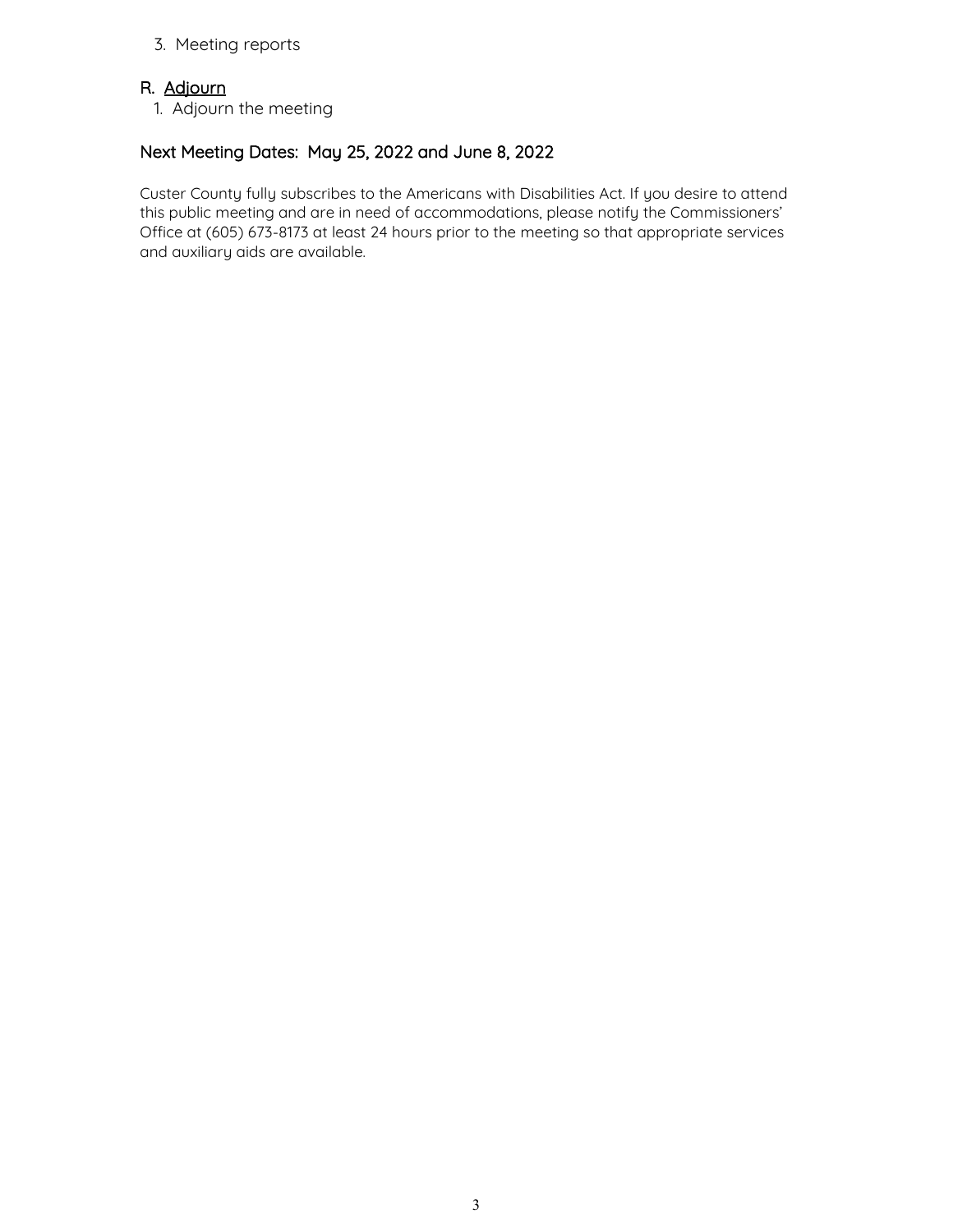3. Meeting reports

## R. Adjourn

1. Adjourn the meeting

## Next Meeting Dates: May 25, 2022 and June 8, 2022

Custer County fully subscribes to the Americans with Disabilities Act. If you desire to attend this public meeting and are in need of accommodations, please notify the Commissioners' Office at (605) 673-8173 at least 24 hours prior to the meeting so that appropriate services and auxiliary aids are available.